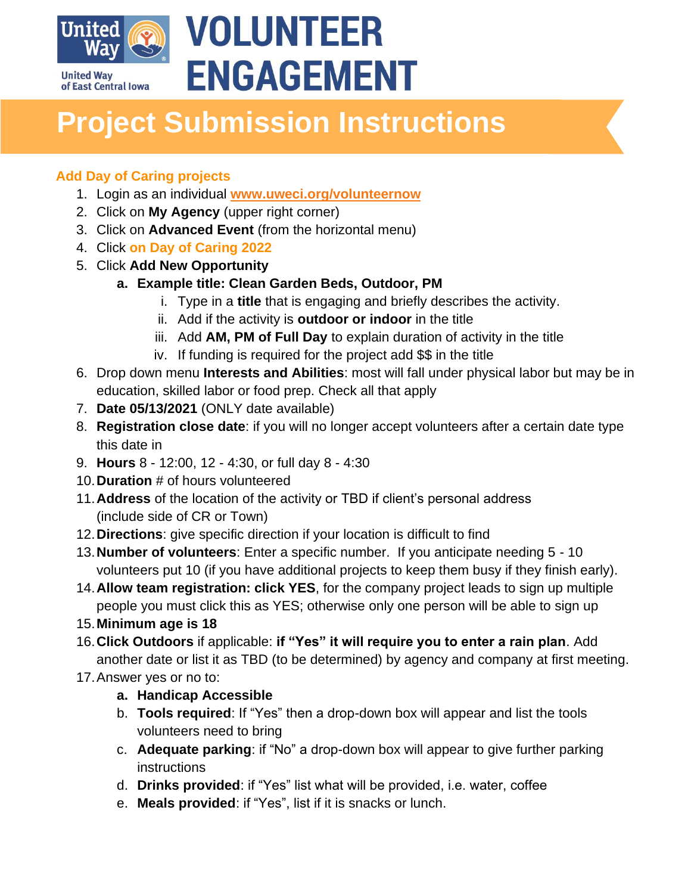United Way of East Central Iowa

# VOLUNTEER ENGAGEMENT

# Project Submission Instructions

### Add Day of Caring projects

1. Login as an individual [www.uweci.org/volunteernow](www.uweci.org/volunteernow)
2. Click on **My Agency** (upper right corner)
3. Click on **Advanced Event** (from the horizontal menu)
4. Click on Day of Caring 2022
5. Click **Add New Opportunity**
   a. **Example title: Clean Garden Beds, Outdoor, PM**
      i. Type in a **title** that is engaging and briefly describes the activity.
      ii. Add if the activity is **outdoor or indoor** in the title
      iii. Add **AM, PM of Full Day** to explain duration of activity in the title
      iv. If funding is required for the project add $$ in the title
6. Drop down menu **Interests and Abilities**: most will fall under physical labor but may be in education, skilled labor or food prep. Check all that apply
7. **Date 05/13/2021** (ONLY date available)
8. **Registration close date**: if you will no longer accept volunteers after a certain date type this date in
9. **Hours** 8 - 12:00, 12 - 4:30, or full day 8 - 4:30
10. **Duration** # of hours volunteered
11. **Address** of the location of the activity or TBD if client's personal address (include side of CR or Town)
12. **Directions**: give specific direction if your location is difficult to find
13. **Number of volunteers**: Enter a specific number. If you anticipate needing 5 - 10 volunteers put 10 (if you have additional projects to keep them busy if they finish early).
14. **Allow team registration: click YES**, for the company project leads to sign up multiple people you must click this as YES; otherwise only one person will be able to sign up
15. **Minimum age is 18**
16. **Click Outdoors** if applicable: **if "Yes" it will require you to enter a rain plan**. Add another date or list it as TBD (to be determined) by agency and company at first meeting.
17. Answer yes or no to:
    a. **Handicap Accessible**
    b. **Tools required**: If "Yes" then a drop-down box will appear and list the tools volunteers need to bring
    c. **Adequate parking**: if "No" a drop-down box will appear to give further parking instructions
    d. **Drinks provided**: if "Yes" list what will be provided, i.e. water, coffee
    e. **Meals provided**: if "Yes", list if it is snacks or lunch.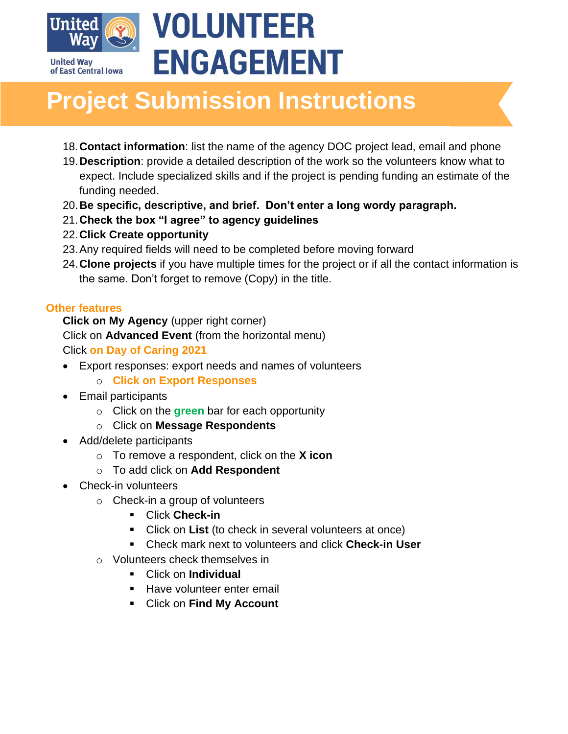# VOLUNTEER ENGAGEMENT

## Project Submission Instructions

18. **Contact information**: list the name of the agency DOC project lead, email and phone
19. **Description**: provide a detailed description of the work so the volunteers know what to expect. Include specialized skills and if the project is pending funding an estimate of the funding needed.
20. **Be specific, descriptive, and brief. Don't enter a long wordy paragraph.**
21. **Check the box "I agree" to agency guidelines**
22. **Click Create opportunity**
23. Any required fields will need to be completed before moving forward
24. **Clone projects** if you have multiple times for the project or if all the contact information is the same. Don't forget to remove (Copy) in the title.

### Other features

**Click on My Agency** (upper right corner)
Click on **Advanced Event** (from the horizontal menu)
Click **on Day of Caring 2021**

- Export responses: export needs and names of volunteers
  - **Click on Export Responses**
- Email participants
  - Click on the **green** bar for each opportunity
  - Click on **Message Respondents**
- Add/delete participants
  - To remove a respondent, click on the **X icon**
  - To add click on **Add Respondent**
- Check-in volunteers
  - Check-in a group of volunteers
    - Click **Check-in**
    - Click on **List** (to check in several volunteers at once)
    - Check mark next to volunteers and click **Check-in User**
  - Volunteers check themselves in
    - Click on **Individual**
    - Have volunteer enter email
    - Click on **Find My Account**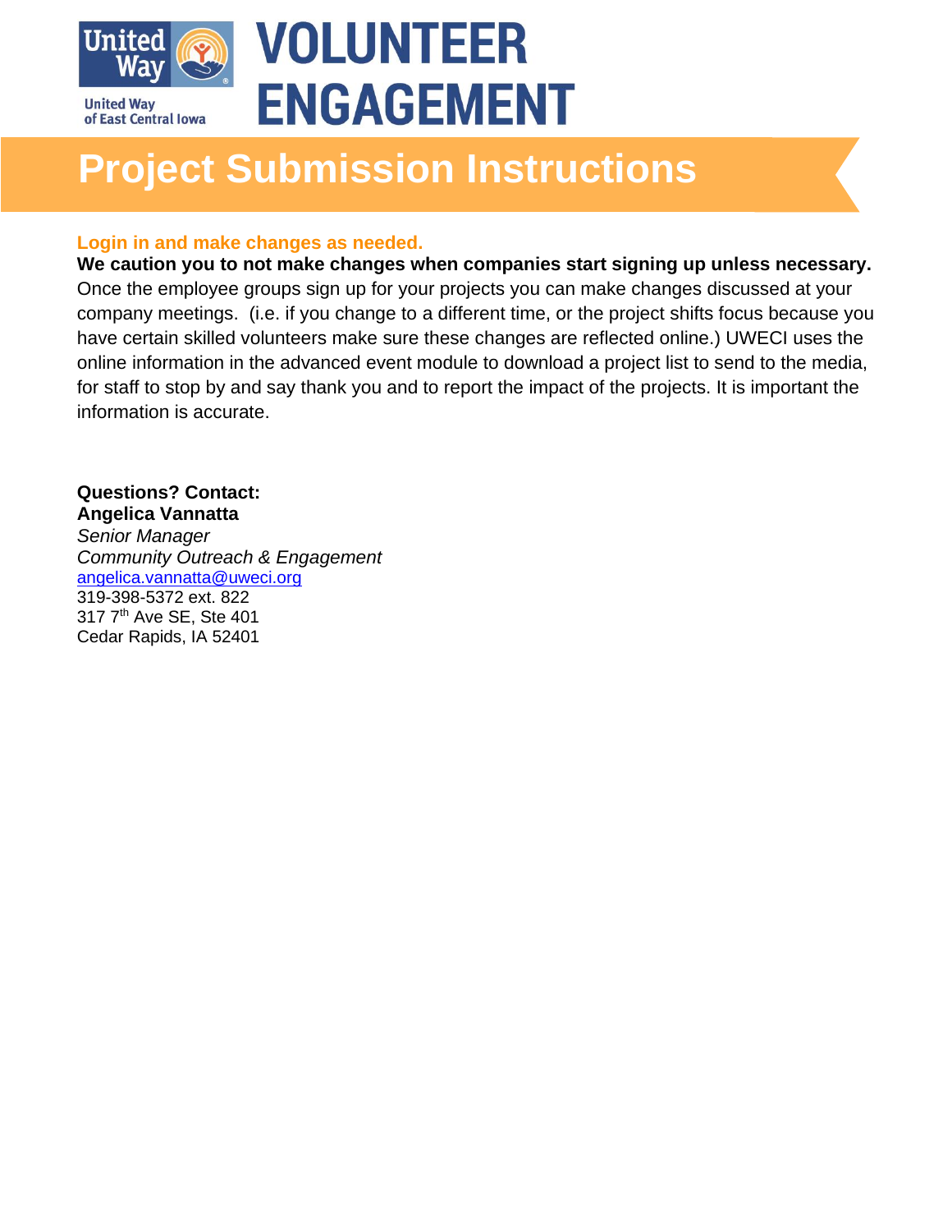United Way of East Central Iowa

# VOLUNTEER ENGAGEMENT

## Project Submission Instructions

**Login in and make changes as needed.**

**We caution you to not make changes when companies start signing up unless necessary.** Once the employee groups sign up for your projects you can make changes discussed at your company meetings. (i.e. if you change to a different time, or the project shifts focus because you have certain skilled volunteers make sure these changes are reflected online.) UWECI uses the online information in the advanced event module to download a project list to send to the media, for staff to stop by and say thank you and to report the impact of the projects. It is important the information is accurate.

**Questions? Contact:**
**Angelica Vannatta**
*Senior Manager*
*Community Outreach & Engagement*
angelica.vannatta@uweci.org
319-398-5372 ext. 822
317 7th Ave SE, Ste 401
Cedar Rapids, IA 52401